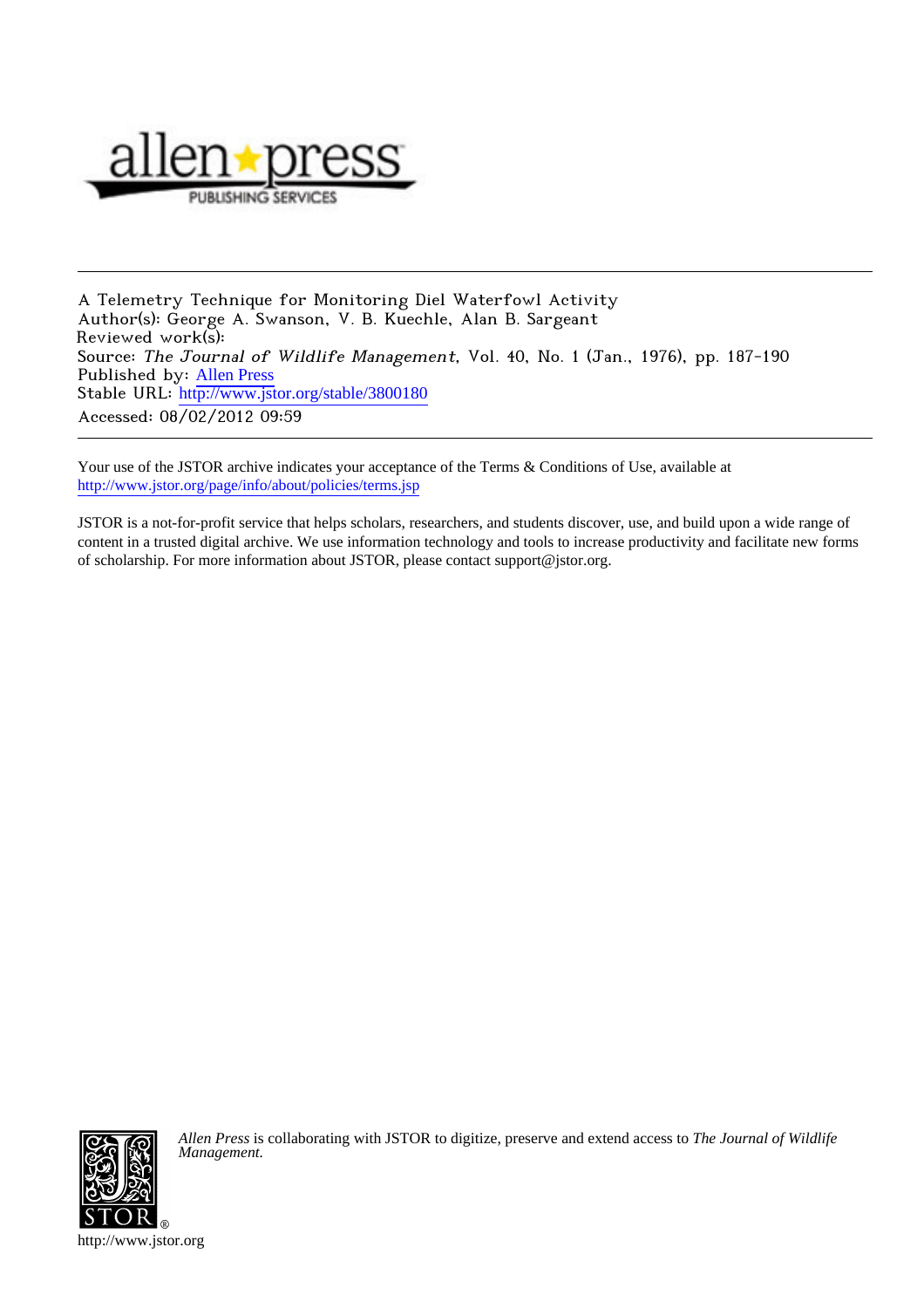A Telemetry Technique for Monitoring Diel Waterfowl Activity
Author(s): George A. Swanson, V. B. Kuechle, Alan B. Sargeant
Reviewed work(s):
Source: *The Journal of Wildlife Management*, Vol. 40, No. 1 (Jan., 1976), pp. 187-190
Published by: Allen Press
Stable URL: http://www.jstor.org/stable/3800180
Accessed: 08/02/2012 09:59

Your use of the JSTOR archive indicates your acceptance of the Terms & Conditions of Use, available at http://www.jstor.org/page/info/about/policies/terms.jsp

JSTOR is a not-for-profit service that helps scholars, researchers, and students discover, use, and build upon a wide range of content in a trusted digital archive. We use information technology and tools to increase productivity and facilitate new forms of scholarship. For more information about JSTOR, please contact support@jstor.org.

*Allen Press* is collaborating with JSTOR to digitize, preserve and extend access to *The Journal of Wildlife Management.*

http://www.jstor.org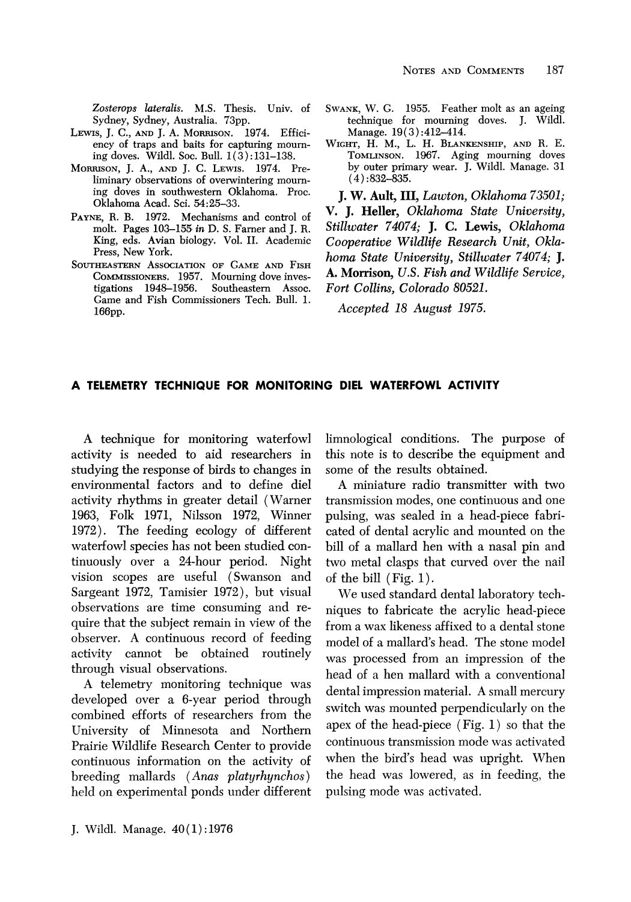*Zosterops lateralis*. M.S. Thesis. Univ. of Sydney, Sydney, Australia. 73pp.

LEWIS, J. C., AND J. A. MORRISON. 1974. Efficiency of traps and baits for capturing mourning doves. Wildl. Soc. Bull. 1(3):131–138.

MORRISON, J. A., AND J. C. LEWIS. 1974. Preliminary observations of overwintering mourning doves in southwestern Oklahoma. Proc. Oklahoma Acad. Sci. 54:25–33.

PAYNE, R. B. 1972. Mechanisms and control of molt. Pages 103–155 *in* D. S. Farner and J. R. King, eds. Avian biology. Vol. II. Academic Press, New York.

SOUTHEASTERN ASSOCIATION OF GAME AND FISH COMMISSIONERS. 1957. Mourning dove investigations 1948–1956. Southeastern Assoc. Game and Fish Commissioners Tech. Bull. 1. 166pp.

SWANK, W. G. 1955. Feather molt as an ageing technique for mourning doves. J. Wildl. Manage. 19(3):412–414.

WIGHT, H. M., L. H. BLANKENSHIP, AND R. E. TOMLINSON. 1967. Aging mourning doves by outer primary wear. J. Wildl. Manage. 31 (4):832–835.

**J. W. Ault, III**, *Lawton, Oklahoma 73501;* **V. J. Heller**, *Oklahoma State University, Stillwater 74074;* **J. C. Lewis**, *Oklahoma Cooperative Wildlife Research Unit, Oklahoma State University, Stillwater 74074;* **J. A. Morrison**, *U.S. Fish and Wildlife Service, Fort Collins, Colorado 80521.*

*Accepted 18 August 1975.*

## A TELEMETRY TECHNIQUE FOR MONITORING DIEL WATERFOWL ACTIVITY

A technique for monitoring waterfowl activity is needed to aid researchers in studying the response of birds to changes in environmental factors and to define diel activity rhythms in greater detail (Warner 1963, Folk 1971, Nilsson 1972, Winner 1972). The feeding ecology of different waterfowl species has not been studied continuously over a 24-hour period. Night vision scopes are useful (Swanson and Sargeant 1972, Tamisier 1972), but visual observations are time consuming and require that the subject remain in view of the observer. A continuous record of feeding activity cannot be obtained routinely through visual observations.

A telemetry monitoring technique was developed over a 6-year period through combined efforts of researchers from the University of Minnesota and Northern Prairie Wildlife Research Center to provide continuous information on the activity of breeding mallards (*Anas platyrhynchos*) held on experimental ponds under different limnological conditions. The purpose of this note is to describe the equipment and some of the results obtained.

A miniature radio transmitter with two transmission modes, one continuous and one pulsing, was sealed in a head-piece fabricated of dental acrylic and mounted on the bill of a mallard hen with a nasal pin and two metal clasps that curved over the nail of the bill (Fig. 1).

We used standard dental laboratory techniques to fabricate the acrylic head-piece from a wax likeness affixed to a dental stone model of a mallard's head. The stone model was processed from an impression of the head of a hen mallard with a conventional dental impression material. A small mercury switch was mounted perpendicularly on the apex of the head-piece (Fig. 1) so that the continuous transmission mode was activated when the bird's head was upright. When the head was lowered, as in feeding, the pulsing mode was activated.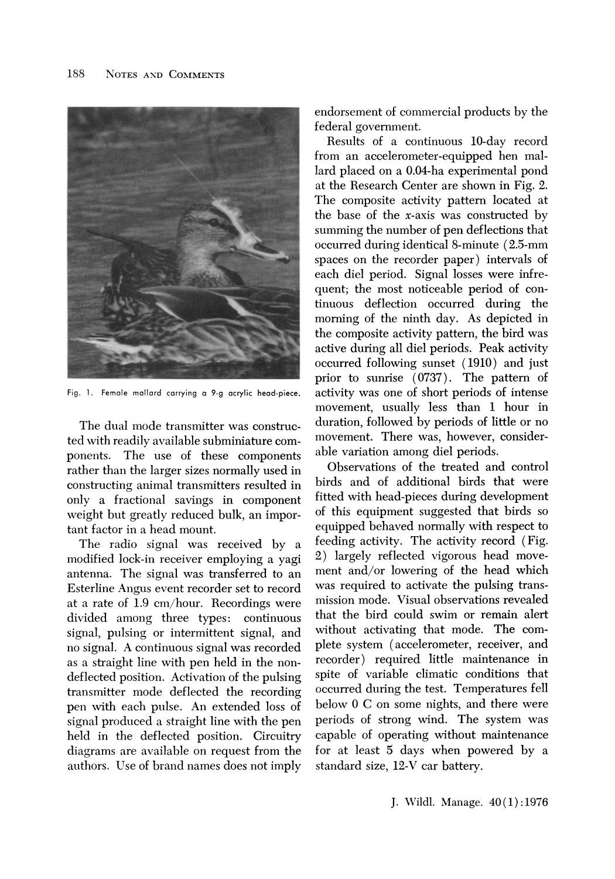Fig. 1. Female mallard carrying a 9-g acrylic head-piece.

The dual mode transmitter was constructed with readily available subminiature components. The use of these components rather than the larger sizes normally used in constructing animal transmitters resulted in only a fractional savings in component weight but greatly reduced bulk, an important factor in a head mount.

The radio signal was received by a modified lock-in receiver employing a yagi antenna. The signal was transferred to an Esterline Angus event recorder set to record at a rate of 1.9 cm/hour. Recordings were divided among three types: continuous signal, pulsing or intermittent signal, and no signal. A continuous signal was recorded as a straight line with pen held in the non-deflected position. Activation of the pulsing transmitter mode deflected the recording pen with each pulse. An extended loss of signal produced a straight line with the pen held in the deflected position. Circuitry diagrams are available on request from the authors. Use of brand names does not imply endorsement of commercial products by the federal government.

Results of a continuous 10-day record from an accelerometer-equipped hen mallard placed on a 0.04-ha experimental pond at the Research Center are shown in Fig. 2. The composite activity pattern located at the base of the $x$-axis was constructed by summing the number of pen deflections that occurred during identical 8-minute (2.5-mm spaces on the recorder paper) intervals of each diel period. Signal losses were infrequent; the most noticeable period of continuous deflection occurred during the morning of the ninth day. As depicted in the composite activity pattern, the bird was active during all diel periods. Peak activity occurred following sunset (1910) and just prior to sunrise (0737). The pattern of activity was one of short periods of intense movement, usually less than 1 hour in duration, followed by periods of little or no movement. There was, however, considerable variation among diel periods.

Observations of the treated and control birds and of additional birds that were fitted with head-pieces during development of this equipment suggested that birds so equipped behaved normally with respect to feeding activity. The activity record (Fig. 2) largely reflected vigorous head movement and/or lowering of the head which was required to activate the pulsing transmission mode. Visual observations revealed that the bird could swim or remain alert without activating that mode. The complete system (accelerometer, receiver, and recorder) required little maintenance in spite of variable climatic conditions that occurred during the test. Temperatures fell below 0 C on some nights, and there were periods of strong wind. The system was capable of operating without maintenance for at least 5 days when powered by a standard size, 12-V car battery.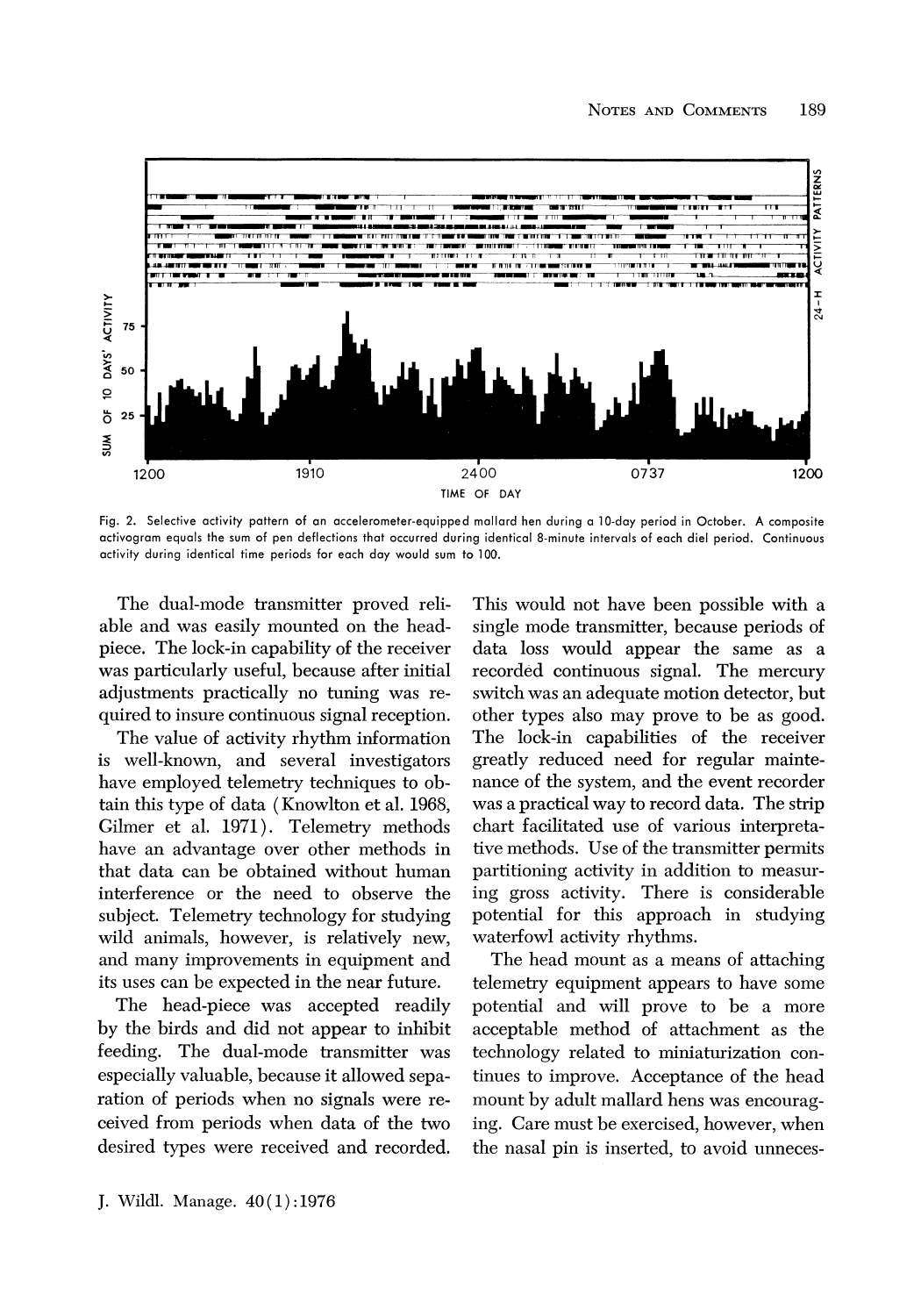Fig. 2. Selective activity pattern of an accelerometer-equipped mallard hen during a 10-day period in October. A composite activogram equals the sum of pen deflections that occurred during identical 8-minute intervals of each diel period. Continuous activity during identical time periods for each day would sum to 100.

The dual-mode transmitter proved reliable and was easily mounted on the head-piece. The lock-in capability of the receiver was particularly useful, because after initial adjustments practically no tuning was required to insure continuous signal reception.

The value of activity rhythm information is well-known, and several investigators have employed telemetry techniques to obtain this type of data (Knowlton et al. 1968, Gilmer et al. 1971). Telemetry methods have an advantage over other methods in that data can be obtained without human interference or the need to observe the subject. Telemetry technology for studying wild animals, however, is relatively new, and many improvements in equipment and its uses can be expected in the near future.

The head-piece was accepted readily by the birds and did not appear to inhibit feeding. The dual-mode transmitter was especially valuable, because it allowed separation of periods when no signals were received from periods when data of the two desired types were received and recorded. This would not have been possible with a single mode transmitter, because periods of data loss would appear the same as a recorded continuous signal. The mercury switch was an adequate motion detector, but other types also may prove to be as good. The lock-in capabilities of the receiver greatly reduced need for regular maintenance of the system, and the event recorder was a practical way to record data. The strip chart facilitated use of various interpretative methods. Use of the transmitter permits partitioning activity in addition to measuring gross activity. There is considerable potential for this approach in studying waterfowl activity rhythms.

The head mount as a means of attaching telemetry equipment appears to have some potential and will prove to be a more acceptable method of attachment as the technology related to miniaturization continues to improve. Acceptance of the head mount by adult mallard hens was encouraging. Care must be exercised, however, when the nasal pin is inserted, to avoid unneces-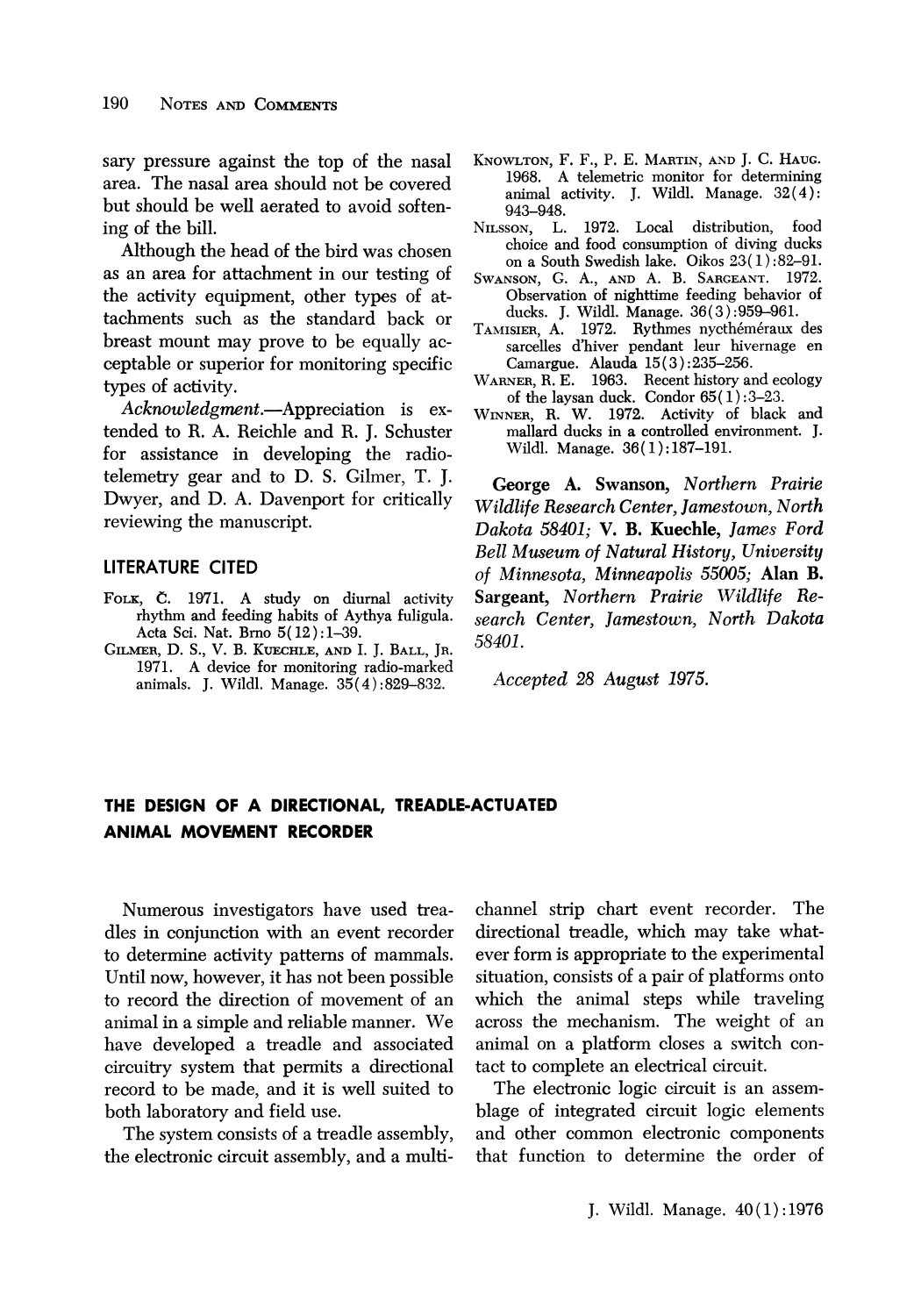sary pressure against the top of the nasal area. The nasal area should not be covered but should be well aerated to avoid softening of the bill.

Although the head of the bird was chosen as an area for attachment in our testing of the activity equipment, other types of attachments such as the standard back or breast mount may prove to be equally acceptable or superior for monitoring specific types of activity.

*Acknowledgment.*—Appreciation is extended to R. A. Reichle and R. J. Schuster for assistance in developing the radiotelemetry gear and to D. S. Gilmer, T. J. Dwyer, and D. A. Davenport for critically reviewing the manuscript.

## LITERATURE CITED

FOLK, Č. 1971. A study on diurnal activity rhythm and feeding habits of Aythya fuligula. Acta Sci. Nat. Brno 5(12):1–39.

GILMER, D. S., V. B. KUECHLE, AND I. J. BALL, JR. 1971. A device for monitoring radio-marked animals. J. Wildl. Manage. 35(4):829–832.

KNOWLTON, F. F., P. E. MARTIN, AND J. C. HAUG. 1968. A telemetric monitor for determining animal activity. J. Wildl. Manage. 32(4):943–948.

NILSSON, L. 1972. Local distribution, food choice and food consumption of diving ducks on a South Swedish lake. Oikos 23(1):82–91.

SWANSON, G. A., AND A. B. SARGEANT. 1972. Observation of nighttime feeding behavior of ducks. J. Wildl. Manage. 36(3):959–961.

TAMISIER, A. 1972. Rythmes nycthéméraux des sarcelles d'hiver pendant leur hivernage en Camargue. Alauda 15(3):235–256.

WARNER, R. E. 1963. Recent history and ecology of the laysan duck. Condor 65(1):3–23.

WINNER, R. W. 1972. Activity of black and mallard ducks in a controlled environment. J. Wildl. Manage. 36(1):187–191.

**George A. Swanson**, *Northern Prairie Wildlife Research Center, Jamestown, North Dakota 58401;* **V. B. Kuechle**, *James Ford Bell Museum of Natural History, University of Minnesota, Minneapolis 55005;* **Alan B. Sargeant**, *Northern Prairie Wildlife Research Center, Jamestown, North Dakota 58401.*

*Accepted 28 August 1975.*

## THE DESIGN OF A DIRECTIONAL, TREADLE-ACTUATED ANIMAL MOVEMENT RECORDER

Numerous investigators have used treadles in conjunction with an event recorder to determine activity patterns of mammals. Until now, however, it has not been possible to record the direction of movement of an animal in a simple and reliable manner. We have developed a treadle and associated circuitry system that permits a directional record to be made, and it is well suited to both laboratory and field use.

The system consists of a treadle assembly, the electronic circuit assembly, and a multichannel strip chart event recorder. The directional treadle, which may take whatever form is appropriate to the experimental situation, consists of a pair of platforms onto which the animal steps while traveling across the mechanism. The weight of an animal on a platform closes a switch contact to complete an electrical circuit.

The electronic logic circuit is an assemblage of integrated circuit logic elements and other common electronic components that function to determine the order of